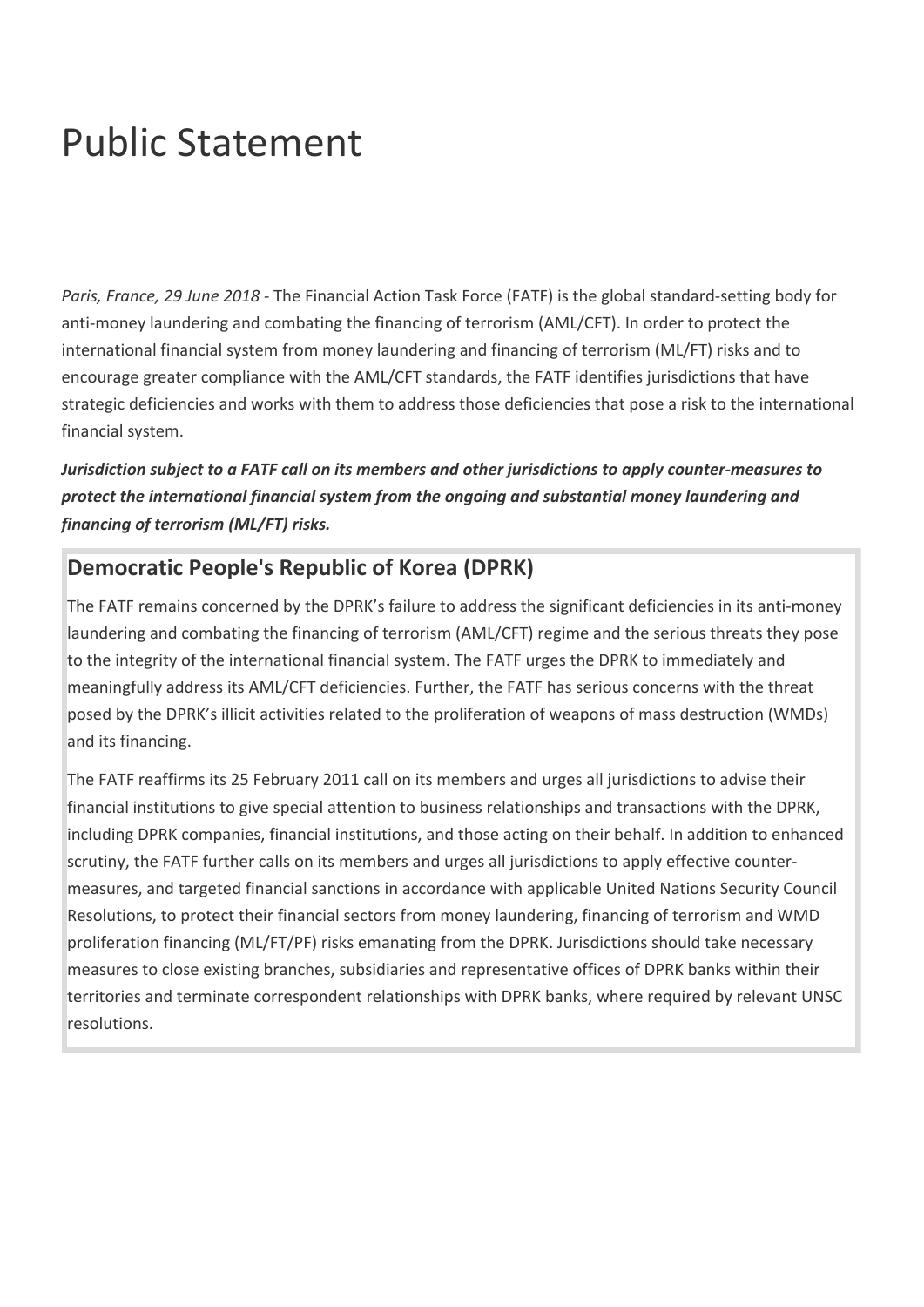# Public Statement

*Paris, France, 29 June 2018* - The Financial Action Task Force (FATF) is the global standard-setting body for anti-money laundering and combating the financing of terrorism (AML/CFT). In order to protect the international financial system from money laundering and financing of terrorism (ML/FT) risks and to encourage greater compliance with the AML/CFT standards, the FATF identifies jurisdictions that have strategic deficiencies and works with them to address those deficiencies that pose a risk to the international financial system.

***Jurisdiction subject to a FATF call on its members and other jurisdictions to apply counter-measures to protect the international financial system from the ongoing and substantial money laundering and financing of terrorism (ML/FT) risks.***

## Democratic People's Republic of Korea (DPRK)

The FATF remains concerned by the DPRK's failure to address the significant deficiencies in its anti-money laundering and combating the financing of terrorism (AML/CFT) regime and the serious threats they pose to the integrity of the international financial system. The FATF urges the DPRK to immediately and meaningfully address its AML/CFT deficiencies. Further, the FATF has serious concerns with the threat posed by the DPRK's illicit activities related to the proliferation of weapons of mass destruction (WMDs) and its financing.

The FATF reaffirms its 25 February 2011 call on its members and urges all jurisdictions to advise their financial institutions to give special attention to business relationships and transactions with the DPRK, including DPRK companies, financial institutions, and those acting on their behalf. In addition to enhanced scrutiny, the FATF further calls on its members and urges all jurisdictions to apply effective counter-measures, and targeted financial sanctions in accordance with applicable United Nations Security Council Resolutions, to protect their financial sectors from money laundering, financing of terrorism and WMD proliferation financing (ML/FT/PF) risks emanating from the DPRK. Jurisdictions should take necessary measures to close existing branches, subsidiaries and representative offices of DPRK banks within their territories and terminate correspondent relationships with DPRK banks, where required by relevant UNSC resolutions.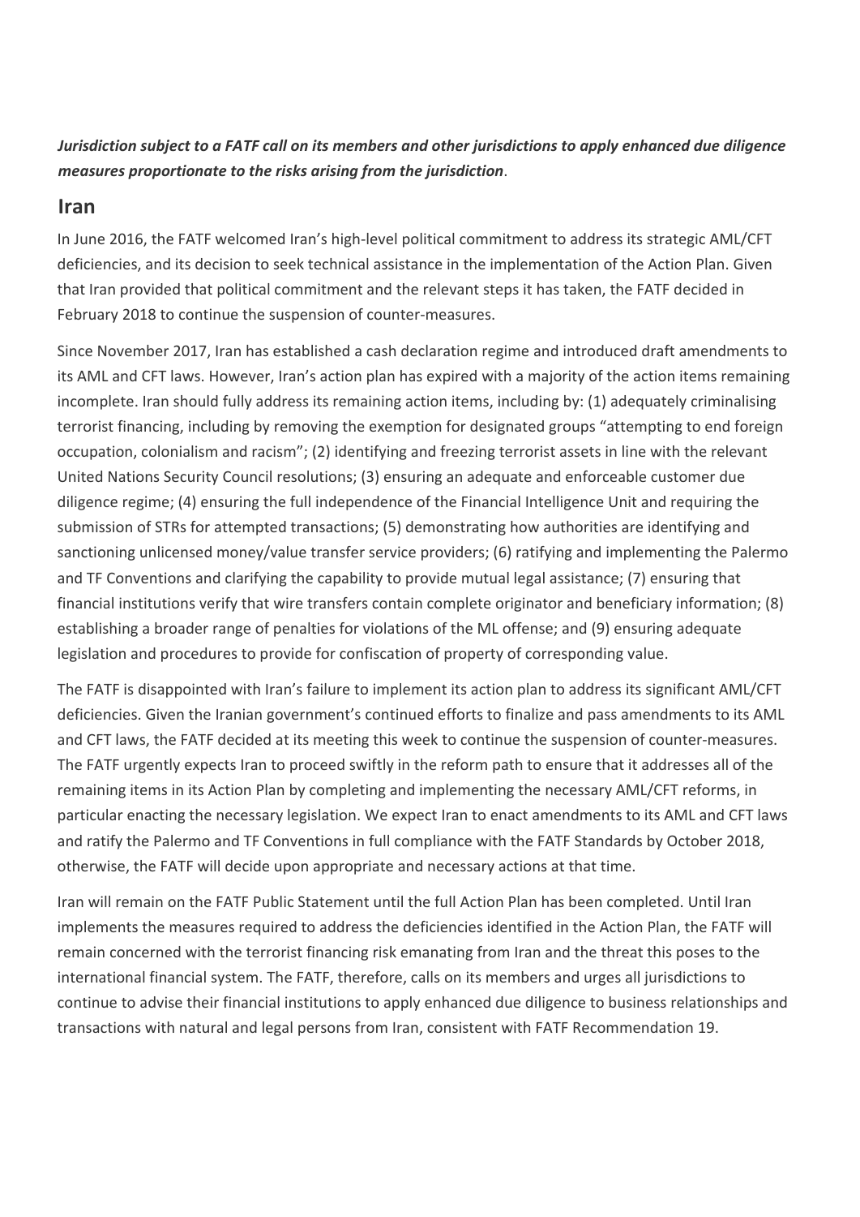***Jurisdiction subject to a FATF call on its members and other jurisdictions to apply enhanced due diligence measures proportionate to the risks arising from the jurisdiction***.

## Iran

In June 2016, the FATF welcomed Iran's high-level political commitment to address its strategic AML/CFT deficiencies, and its decision to seek technical assistance in the implementation of the Action Plan. Given that Iran provided that political commitment and the relevant steps it has taken, the FATF decided in February 2018 to continue the suspension of counter-measures.

Since November 2017, Iran has established a cash declaration regime and introduced draft amendments to its AML and CFT laws. However, Iran's action plan has expired with a majority of the action items remaining incomplete. Iran should fully address its remaining action items, including by: (1) adequately criminalising terrorist financing, including by removing the exemption for designated groups "attempting to end foreign occupation, colonialism and racism"; (2) identifying and freezing terrorist assets in line with the relevant United Nations Security Council resolutions; (3) ensuring an adequate and enforceable customer due diligence regime; (4) ensuring the full independence of the Financial Intelligence Unit and requiring the submission of STRs for attempted transactions; (5) demonstrating how authorities are identifying and sanctioning unlicensed money/value transfer service providers; (6) ratifying and implementing the Palermo and TF Conventions and clarifying the capability to provide mutual legal assistance; (7) ensuring that financial institutions verify that wire transfers contain complete originator and beneficiary information; (8) establishing a broader range of penalties for violations of the ML offense; and (9) ensuring adequate legislation and procedures to provide for confiscation of property of corresponding value.

The FATF is disappointed with Iran's failure to implement its action plan to address its significant AML/CFT deficiencies. Given the Iranian government's continued efforts to finalize and pass amendments to its AML and CFT laws, the FATF decided at its meeting this week to continue the suspension of counter-measures. The FATF urgently expects Iran to proceed swiftly in the reform path to ensure that it addresses all of the remaining items in its Action Plan by completing and implementing the necessary AML/CFT reforms, in particular enacting the necessary legislation. We expect Iran to enact amendments to its AML and CFT laws and ratify the Palermo and TF Conventions in full compliance with the FATF Standards by October 2018, otherwise, the FATF will decide upon appropriate and necessary actions at that time.

Iran will remain on the FATF Public Statement until the full Action Plan has been completed. Until Iran implements the measures required to address the deficiencies identified in the Action Plan, the FATF will remain concerned with the terrorist financing risk emanating from Iran and the threat this poses to the international financial system. The FATF, therefore, calls on its members and urges all jurisdictions to continue to advise their financial institutions to apply enhanced due diligence to business relationships and transactions with natural and legal persons from Iran, consistent with FATF Recommendation 19.